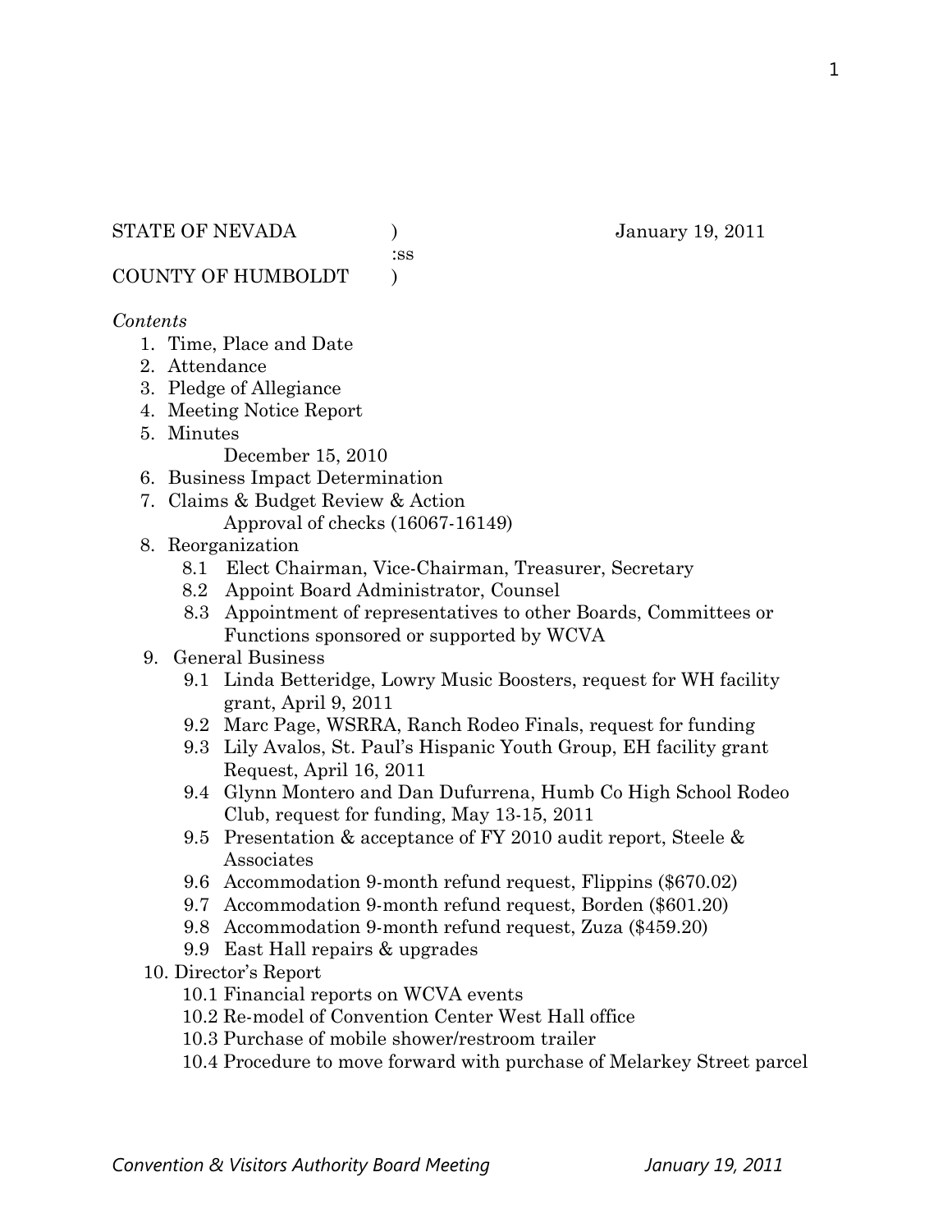STATE OF NEVADA ) January 19, 2011
:ss
COUNTY OF HUMBOLDT )

*Contents*

1. Time, Place and Date
2. Attendance
3. Pledge of Allegiance
4. Meeting Notice Report
5. Minutes
   December 15, 2010
6. Business Impact Determination
7. Claims & Budget Review & Action
   Approval of checks (16067-16149)
8. Reorganization
   - 8.1 Elect Chairman, Vice-Chairman, Treasurer, Secretary
   - 8.2 Appoint Board Administrator, Counsel
   - 8.3 Appointment of representatives to other Boards, Committees or Functions sponsored or supported by WCVA
9. General Business
   - 9.1 Linda Betteridge, Lowry Music Boosters, request for WH facility grant, April 9, 2011
   - 9.2 Marc Page, WSRRA, Ranch Rodeo Finals, request for funding
   - 9.3 Lily Avalos, St. Paul's Hispanic Youth Group, EH facility grant Request, April 16, 2011
   - 9.4 Glynn Montero and Dan Dufurrena, Humb Co High School Rodeo Club, request for funding, May 13-15, 2011
   - 9.5 Presentation & acceptance of FY 2010 audit report, Steele & Associates
   - 9.6 Accommodation 9-month refund request, Flippins ($670.02)
   - 9.7 Accommodation 9-month refund request, Borden ($601.20)
   - 9.8 Accommodation 9-month refund request, Zuza ($459.20)
   - 9.9 East Hall repairs & upgrades
10. Director's Report
    - 10.1 Financial reports on WCVA events
    - 10.2 Re-model of Convention Center West Hall office
    - 10.3 Purchase of mobile shower/restroom trailer
    - 10.4 Procedure to move forward with purchase of Melarkey Street parcel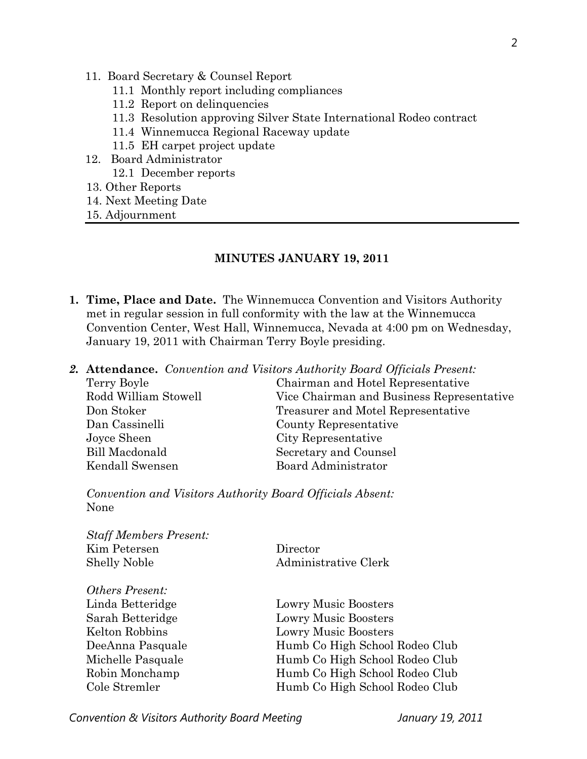11. Board Secretary & Counsel Report
    - 11.1 Monthly report including compliances
    - 11.2 Report on delinquencies
    - 11.3 Resolution approving Silver State International Rodeo contract
    - 11.4 Winnemucca Regional Raceway update
    - 11.5 EH carpet project update
12. Board Administrator
    - 12.1 December reports
13. Other Reports
14. Next Meeting Date
15. Adjournment

---

## MINUTES JANUARY 19, 2011

1. **Time, Place and Date.** The Winnemucca Convention and Visitors Authority met in regular session in full conformity with the law at the Winnemucca Convention Center, West Hall, Winnemucca, Nevada at 4:00 pm on Wednesday, January 19, 2011 with Chairman Terry Boyle presiding.

2. **Attendance.** *Convention and Visitors Authority Board Officials Present:*

| | |
|---|---|
| Terry Boyle | Chairman and Hotel Representative |
| Rodd William Stowell | Vice Chairman and Business Representative |
| Don Stoker | Treasurer and Motel Representative |
| Dan Cassinelli | County Representative |
| Joyce Sheen | City Representative |
| Bill Macdonald | Secretary and Counsel |
| Kendall Swensen | Board Administrator |

*Convention and Visitors Authority Board Officials Absent:*
None

*Staff Members Present:*

| | |
|---|---|
| Kim Petersen | Director |
| Shelly Noble | Administrative Clerk |

*Others Present:*

| | |
|---|---|
| Linda Betteridge | Lowry Music Boosters |
| Sarah Betteridge | Lowry Music Boosters |
| Kelton Robbins | Lowry Music Boosters |
| DeeAnna Pasquale | Humb Co High School Rodeo Club |
| Michelle Pasquale | Humb Co High School Rodeo Club |
| Robin Monchamp | Humb Co High School Rodeo Club |
| Cole Stremler | Humb Co High School Rodeo Club |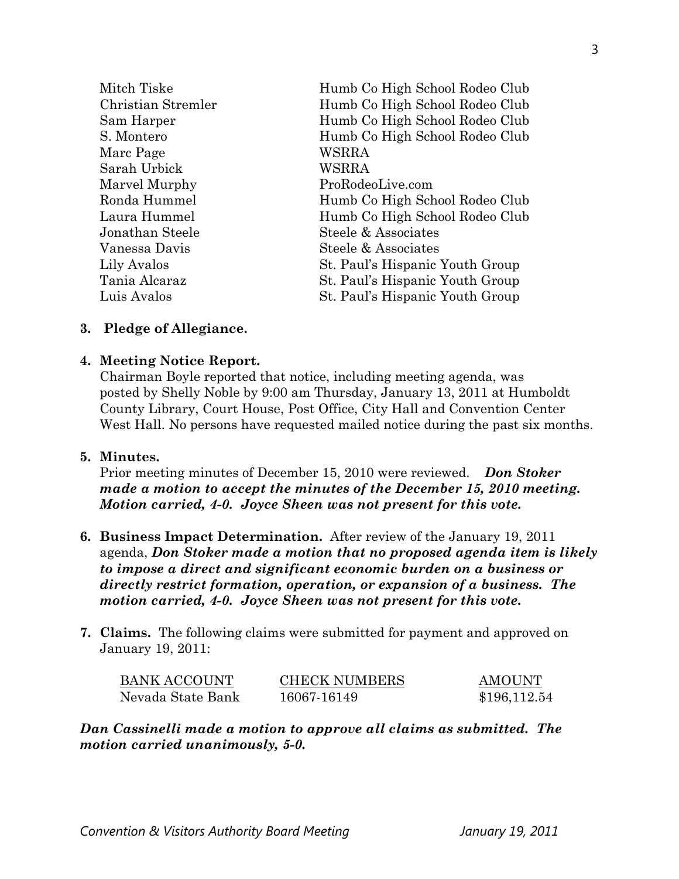| | |
|---|---|
| Mitch Tiske | Humb Co High School Rodeo Club |
| Christian Stremler | Humb Co High School Rodeo Club |
| Sam Harper | Humb Co High School Rodeo Club |
| S. Montero | Humb Co High School Rodeo Club |
| Marc Page | WSRRA |
| Sarah Urbick | WSRRA |
| Marvel Murphy | ProRodeoLive.com |
| Ronda Hummel | Humb Co High School Rodeo Club |
| Laura Hummel | Humb Co High School Rodeo Club |
| Jonathan Steele | Steele & Associates |
| Vanessa Davis | Steele & Associates |
| Lily Avalos | St. Paul's Hispanic Youth Group |
| Tania Alcaraz | St. Paul's Hispanic Youth Group |
| Luis Avalos | St. Paul's Hispanic Youth Group |

**3. Pledge of Allegiance.**

**4. Meeting Notice Report.**
Chairman Boyle reported that notice, including meeting agenda, was posted by Shelly Noble by 9:00 am Thursday, January 13, 2011 at Humboldt County Library, Court House, Post Office, City Hall and Convention Center West Hall. No persons have requested mailed notice during the past six months.

**5. Minutes.**
Prior meeting minutes of December 15, 2010 were reviewed. ***Don Stoker made a motion to accept the minutes of the December 15, 2010 meeting. Motion carried, 4-0. Joyce Sheen was not present for this vote.***

**6. Business Impact Determination.** After review of the January 19, 2011 agenda, ***Don Stoker made a motion that no proposed agenda item is likely to impose a direct and significant economic burden on a business or directly restrict formation, operation, or expansion of a business. The motion carried, 4-0. Joyce Sheen was not present for this vote.***

**7. Claims.** The following claims were submitted for payment and approved on January 19, 2011:

| BANK ACCOUNT | CHECK NUMBERS | AMOUNT |
|---|---|---|
| Nevada State Bank | 16067-16149 | $196,112.54 |

***Dan Cassinelli made a motion to approve all claims as submitted. The motion carried unanimously, 5-0.***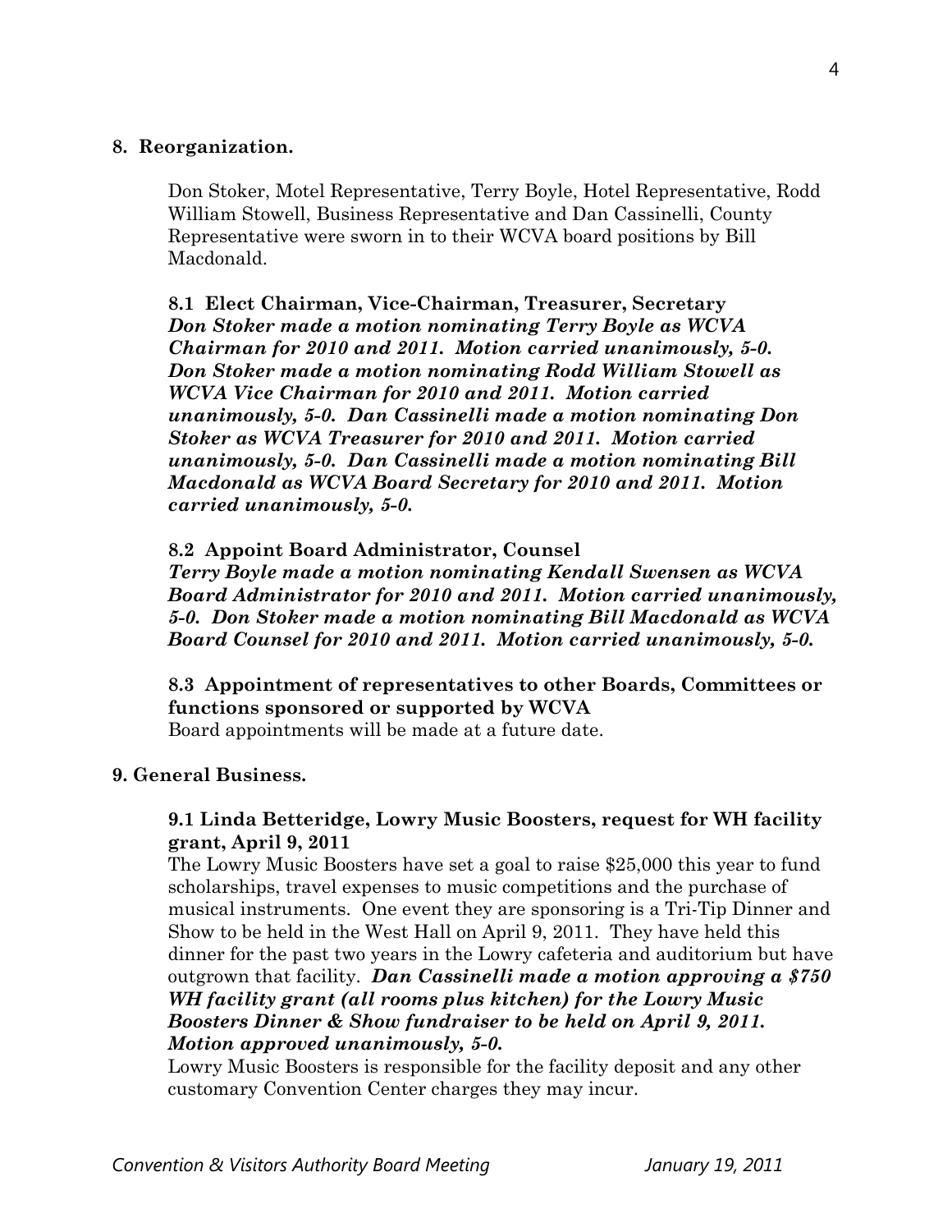**8. Reorganization.**

Don Stoker, Motel Representative, Terry Boyle, Hotel Representative, Rodd William Stowell, Business Representative and Dan Cassinelli, County Representative were sworn in to their WCVA board positions by Bill Macdonald.

**8.1 Elect Chairman, Vice-Chairman, Treasurer, Secretary**
***Don Stoker made a motion nominating Terry Boyle as WCVA Chairman for 2010 and 2011. Motion carried unanimously, 5-0. Don Stoker made a motion nominating Rodd William Stowell as WCVA Vice Chairman for 2010 and 2011. Motion carried unanimously, 5-0. Dan Cassinelli made a motion nominating Don Stoker as WCVA Treasurer for 2010 and 2011. Motion carried unanimously, 5-0. Dan Cassinelli made a motion nominating Bill Macdonald as WCVA Board Secretary for 2010 and 2011. Motion carried unanimously, 5-0.***

**8.2 Appoint Board Administrator, Counsel**
***Terry Boyle made a motion nominating Kendall Swensen as WCVA Board Administrator for 2010 and 2011. Motion carried unanimously, 5-0. Don Stoker made a motion nominating Bill Macdonald as WCVA Board Counsel for 2010 and 2011. Motion carried unanimously, 5-0.***

**8.3 Appointment of representatives to other Boards, Committees or functions sponsored or supported by WCVA**
Board appointments will be made at a future date.

**9. General Business.**

**9.1 Linda Betteridge, Lowry Music Boosters, request for WH facility grant, April 9, 2011**
The Lowry Music Boosters have set a goal to raise $25,000 this year to fund scholarships, travel expenses to music competitions and the purchase of musical instruments. One event they are sponsoring is a Tri-Tip Dinner and Show to be held in the West Hall on April 9, 2011. They have held this dinner for the past two years in the Lowry cafeteria and auditorium but have outgrown that facility. ***Dan Cassinelli made a motion approving a $750 WH facility grant (all rooms plus kitchen) for the Lowry Music Boosters Dinner & Show fundraiser to be held on April 9, 2011. Motion approved unanimously, 5-0.***
Lowry Music Boosters is responsible for the facility deposit and any other customary Convention Center charges they may incur.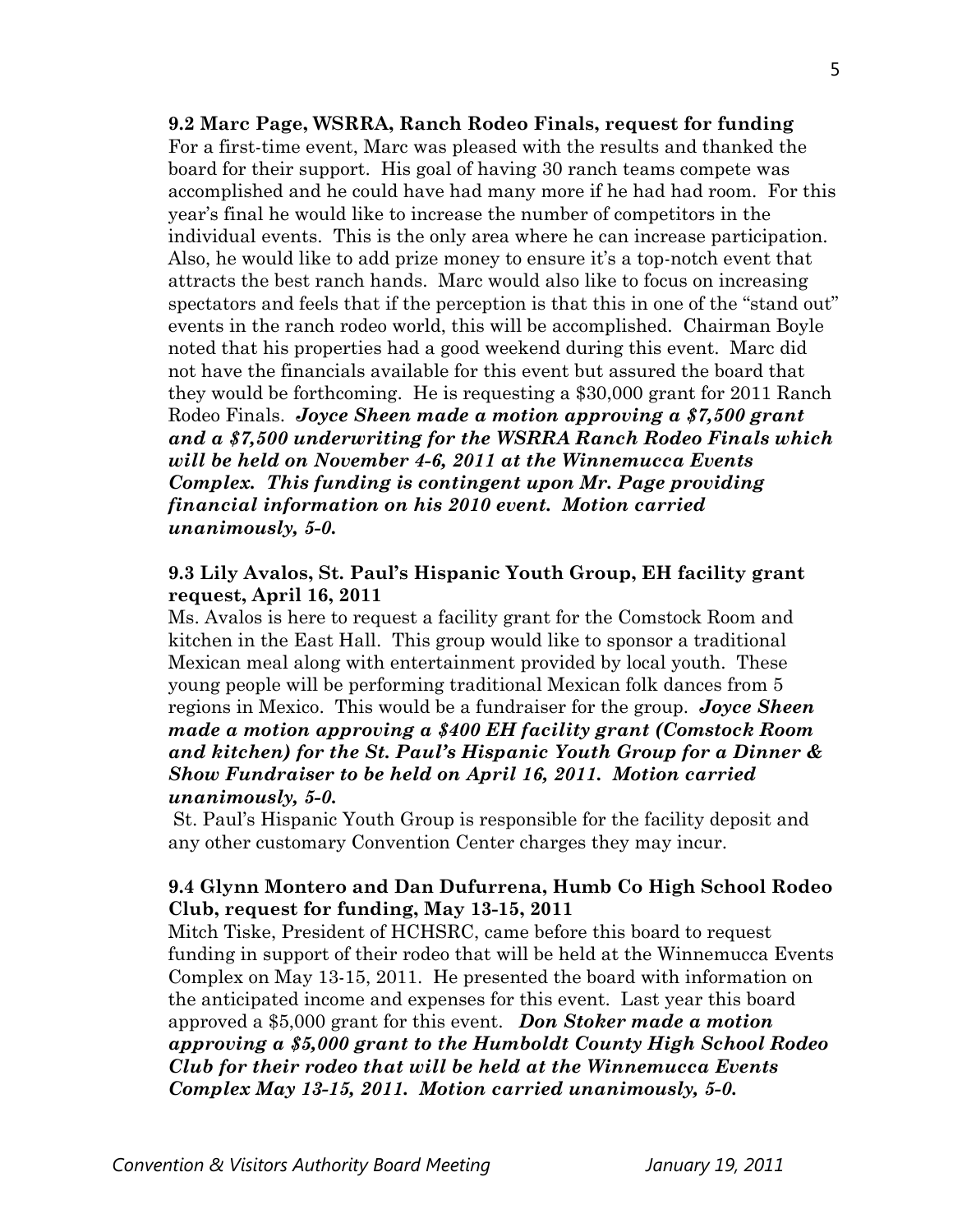**9.2 Marc Page, WSRRA, Ranch Rodeo Finals, request for funding**

For a first-time event, Marc was pleased with the results and thanked the board for their support. His goal of having 30 ranch teams compete was accomplished and he could have had many more if he had had room. For this year's final he would like to increase the number of competitors in the individual events. This is the only area where he can increase participation. Also, he would like to add prize money to ensure it's a top-notch event that attracts the best ranch hands. Marc would also like to focus on increasing spectators and feels that if the perception is that this in one of the "stand out" events in the ranch rodeo world, this will be accomplished. Chairman Boyle noted that his properties had a good weekend during this event. Marc did not have the financials available for this event but assured the board that they would be forthcoming. He is requesting a $30,000 grant for 2011 Ranch Rodeo Finals. ***Joyce Sheen made a motion approving a $7,500 grant and a $7,500 underwriting for the WSRRA Ranch Rodeo Finals which will be held on November 4-6, 2011 at the Winnemucca Events Complex. This funding is contingent upon Mr. Page providing financial information on his 2010 event. Motion carried unanimously, 5-0.***

**9.3 Lily Avalos, St. Paul's Hispanic Youth Group, EH facility grant request, April 16, 2011**

Ms. Avalos is here to request a facility grant for the Comstock Room and kitchen in the East Hall. This group would like to sponsor a traditional Mexican meal along with entertainment provided by local youth. These young people will be performing traditional Mexican folk dances from 5 regions in Mexico. This would be a fundraiser for the group. ***Joyce Sheen made a motion approving a $400 EH facility grant (Comstock Room and kitchen) for the St. Paul's Hispanic Youth Group for a Dinner & Show Fundraiser to be held on April 16, 2011. Motion carried unanimously, 5-0.***

St. Paul's Hispanic Youth Group is responsible for the facility deposit and any other customary Convention Center charges they may incur.

**9.4 Glynn Montero and Dan Dufurrena, Humb Co High School Rodeo Club, request for funding, May 13-15, 2011**

Mitch Tiske, President of HCHSRC, came before this board to request funding in support of their rodeo that will be held at the Winnemucca Events Complex on May 13-15, 2011. He presented the board with information on the anticipated income and expenses for this event. Last year this board approved a $5,000 grant for this event. ***Don Stoker made a motion approving a $5,000 grant to the Humboldt County High School Rodeo Club for their rodeo that will be held at the Winnemucca Events Complex May 13-15, 2011. Motion carried unanimously, 5-0.***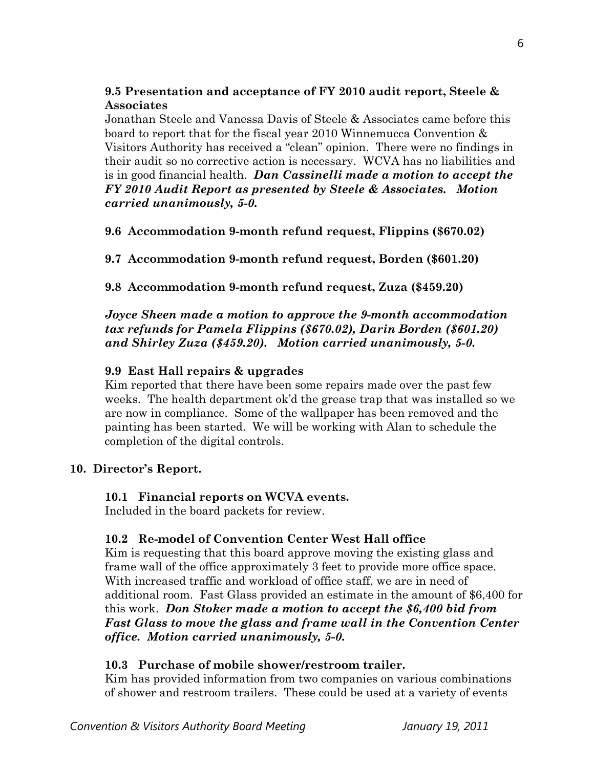**9.5 Presentation and acceptance of FY 2010 audit report, Steele & Associates**

Jonathan Steele and Vanessa Davis of Steele & Associates came before this board to report that for the fiscal year 2010 Winnemucca Convention & Visitors Authority has received a "clean" opinion. There were no findings in their audit so no corrective action is necessary. WCVA has no liabilities and is in good financial health. ***Dan Cassinelli made a motion to accept the FY 2010 Audit Report as presented by Steele & Associates. Motion carried unanimously, 5-0.***

**9.6 Accommodation 9-month refund request, Flippins ($670.02)**

**9.7 Accommodation 9-month refund request, Borden ($601.20)**

**9.8 Accommodation 9-month refund request, Zuza ($459.20)**

***Joyce Sheen made a motion to approve the 9-month accommodation tax refunds for Pamela Flippins ($670.02), Darin Borden ($601.20) and Shirley Zuza ($459.20). Motion carried unanimously, 5-0.***

**9.9 East Hall repairs & upgrades**

Kim reported that there have been some repairs made over the past few weeks. The health department ok'd the grease trap that was installed so we are now in compliance. Some of the wallpaper has been removed and the painting has been started. We will be working with Alan to schedule the completion of the digital controls.

**10. Director's Report.**

**10.1 Financial reports on WCVA events.**

Included in the board packets for review.

**10.2 Re-model of Convention Center West Hall office**

Kim is requesting that this board approve moving the existing glass and frame wall of the office approximately 3 feet to provide more office space. With increased traffic and workload of office staff, we are in need of additional room. Fast Glass provided an estimate in the amount of $6,400 for this work. ***Don Stoker made a motion to accept the $6,400 bid from Fast Glass to move the glass and frame wall in the Convention Center office. Motion carried unanimously, 5-0.***

**10.3 Purchase of mobile shower/restroom trailer.**

Kim has provided information from two companies on various combinations of shower and restroom trailers. These could be used at a variety of events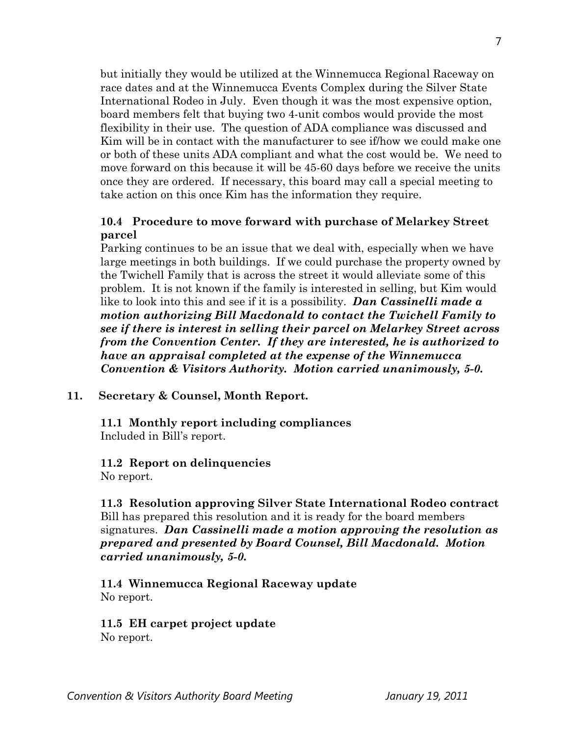but initially they would be utilized at the Winnemucca Regional Raceway on race dates and at the Winnemucca Events Complex during the Silver State International Rodeo in July. Even though it was the most expensive option, board members felt that buying two 4-unit combos would provide the most flexibility in their use. The question of ADA compliance was discussed and Kim will be in contact with the manufacturer to see if/how we could make one or both of these units ADA compliant and what the cost would be. We need to move forward on this because it will be 45-60 days before we receive the units once they are ordered. If necessary, this board may call a special meeting to take action on this once Kim has the information they require.

### 10.4 Procedure to move forward with purchase of Melarkey Street parcel

Parking continues to be an issue that we deal with, especially when we have large meetings in both buildings. If we could purchase the property owned by the Twichell Family that is across the street it would alleviate some of this problem. It is not known if the family is interested in selling, but Kim would like to look into this and see if it is a possibility. ***Dan Cassinelli made a motion authorizing Bill Macdonald to contact the Twichell Family to see if there is interest in selling their parcel on Melarkey Street across from the Convention Center. If they are interested, he is authorized to have an appraisal completed at the expense of the Winnemucca Convention & Visitors Authority. Motion carried unanimously, 5-0.***

## 11. Secretary & Counsel, Month Report.

### 11.1 Monthly report including compliances

Included in Bill's report.

### 11.2 Report on delinquencies

No report.

### 11.3 Resolution approving Silver State International Rodeo contract

Bill has prepared this resolution and it is ready for the board members signatures. ***Dan Cassinelli made a motion approving the resolution as prepared and presented by Board Counsel, Bill Macdonald. Motion carried unanimously, 5-0.***

### 11.4 Winnemucca Regional Raceway update

No report.

### 11.5 EH carpet project update

No report.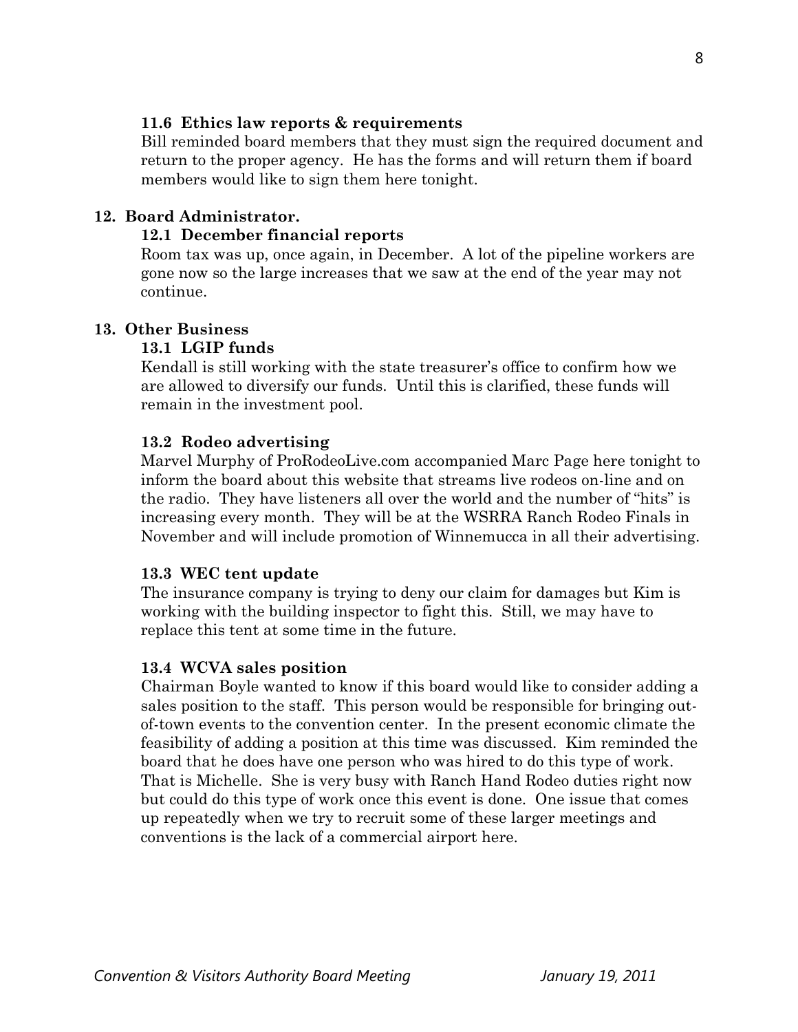### 11.6 Ethics law reports & requirements

Bill reminded board members that they must sign the required document and return to the proper agency. He has the forms and will return them if board members would like to sign them here tonight.

## 12. Board Administrator.

### 12.1 December financial reports

Room tax was up, once again, in December. A lot of the pipeline workers are gone now so the large increases that we saw at the end of the year may not continue.

## 13. Other Business

### 13.1 LGIP funds

Kendall is still working with the state treasurer's office to confirm how we are allowed to diversify our funds. Until this is clarified, these funds will remain in the investment pool.

### 13.2 Rodeo advertising

Marvel Murphy of ProRodeoLive.com accompanied Marc Page here tonight to inform the board about this website that streams live rodeos on-line and on the radio. They have listeners all over the world and the number of "hits" is increasing every month. They will be at the WSRRA Ranch Rodeo Finals in November and will include promotion of Winnemucca in all their advertising.

### 13.3 WEC tent update

The insurance company is trying to deny our claim for damages but Kim is working with the building inspector to fight this. Still, we may have to replace this tent at some time in the future.

### 13.4 WCVA sales position

Chairman Boyle wanted to know if this board would like to consider adding a sales position to the staff. This person would be responsible for bringing out-of-town events to the convention center. In the present economic climate the feasibility of adding a position at this time was discussed. Kim reminded the board that he does have one person who was hired to do this type of work. That is Michelle. She is very busy with Ranch Hand Rodeo duties right now but could do this type of work once this event is done. One issue that comes up repeatedly when we try to recruit some of these larger meetings and conventions is the lack of a commercial airport here.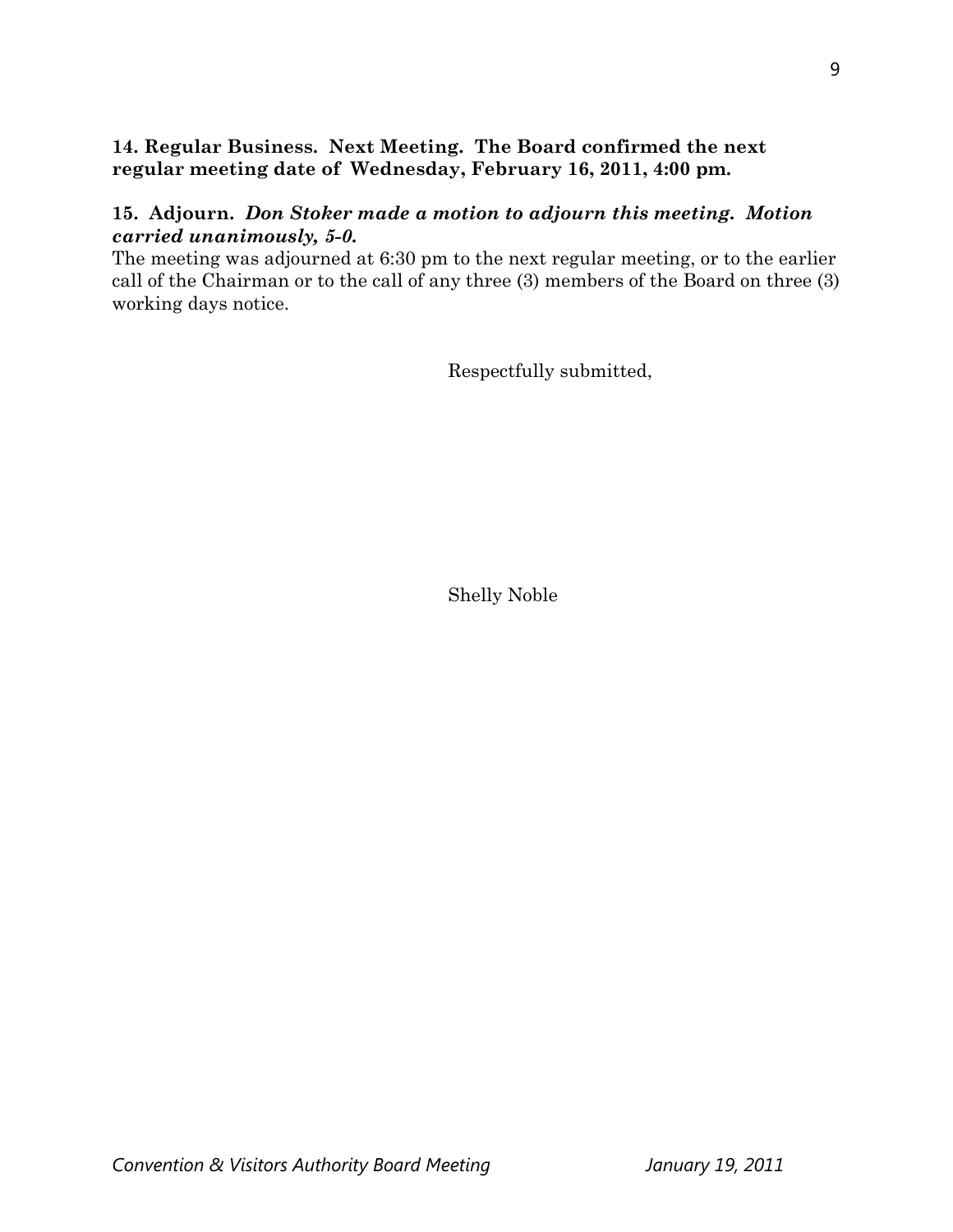**14. Regular Business. Next Meeting. The Board confirmed the next regular meeting date of Wednesday, February 16, 2011, 4:00 pm.**

**15. Adjourn.** ***Don Stoker made a motion to adjourn this meeting. Motion carried unanimously, 5-0.***

The meeting was adjourned at 6:30 pm to the next regular meeting, or to the earlier call of the Chairman or to the call of any three (3) members of the Board on three (3) working days notice.

Respectfully submitted,

Shelly Noble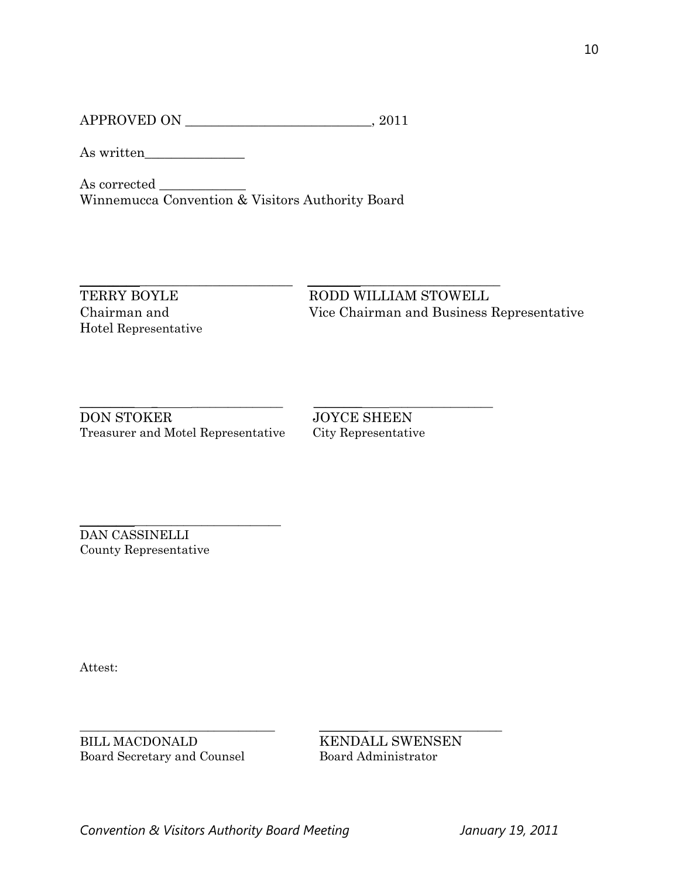APPROVED ON ___________________________, 2011

As written_______________

As corrected _____________
Winnemucca Convention & Visitors Authority Board

_______________________________
TERRY BOYLE
Chairman and
Hotel Representative

_______________________________
RODD WILLIAM STOWELL
Vice Chairman and Business Representative

_______________________________
DON STOKER
Treasurer and Motel Representative

_______________________________
JOYCE SHEEN
City Representative

_______________________________
DAN CASSINELLI
County Representative

Attest:

_______________________________
BILL MACDONALD
Board Secretary and Counsel

_______________________________
KENDALL SWENSEN
Board Administrator